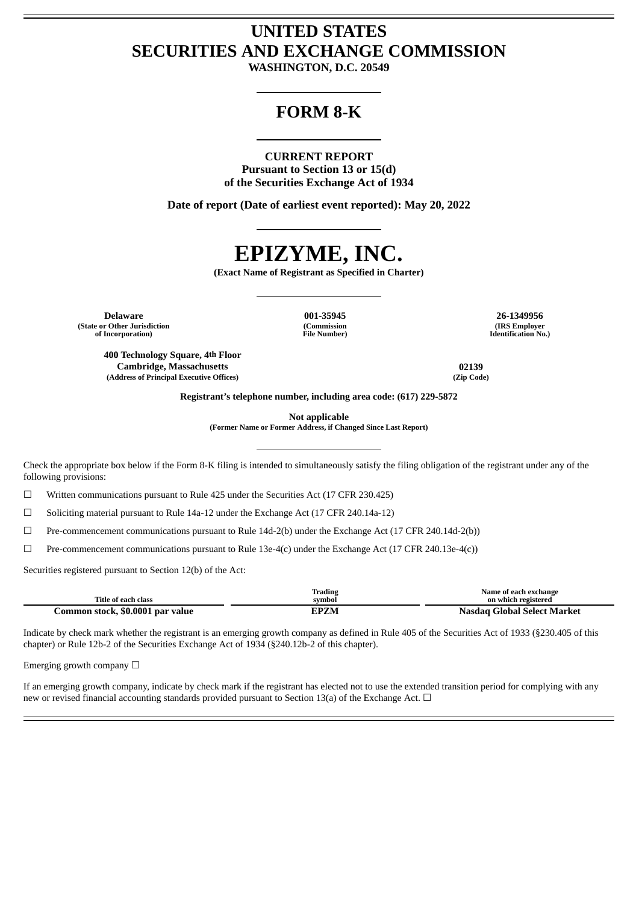# UNITED STATES
# SECURITIES AND EXCHANGE COMMISSION

**WASHINGTON, D.C. 20549**

# FORM 8-K

**CURRENT REPORT**
**Pursuant to Section 13 or 15(d)**
**of the Securities Exchange Act of 1934**

**Date of report (Date of earliest event reported): May 20, 2022**

# EPIZYME, INC.

**(Exact Name of Registrant as Specified in Charter)**

| | | |
|---|---|---|
| **Delaware** | **001-35945** | **26-1349956** |
| **(State or Other Jurisdiction of Incorporation)** | **(Commission File Number)** | **(IRS Employer Identification No.)** |

| | |
|---|---|
| **400 Technology Square, 4th Floor** | |
| **Cambridge, Massachusetts** | **02139** |
| **(Address of Principal Executive Offices)** | **(Zip Code)** |

**Registrant's telephone number, including area code: (617) 229-5872**

**Not applicable**
**(Former Name or Former Address, if Changed Since Last Report)**

Check the appropriate box below if the Form 8-K filing is intended to simultaneously satisfy the filing obligation of the registrant under any of the following provisions:

☐ Written communications pursuant to Rule 425 under the Securities Act (17 CFR 230.425)

☐ Soliciting material pursuant to Rule 14a-12 under the Exchange Act (17 CFR 240.14a-12)

☐ Pre-commencement communications pursuant to Rule 14d-2(b) under the Exchange Act (17 CFR 240.14d-2(b))

☐ Pre-commencement communications pursuant to Rule 13e-4(c) under the Exchange Act (17 CFR 240.13e-4(c))

Securities registered pursuant to Section 12(b) of the Act:

| Title of each class | Trading symbol | Name of each exchange on which registered |
|---|---|---|
| **Common stock, $0.0001 par value** | **EPZM** | **Nasdaq Global Select Market** |

Indicate by check mark whether the registrant is an emerging growth company as defined in Rule 405 of the Securities Act of 1933 (§230.405 of this chapter) or Rule 12b-2 of the Securities Exchange Act of 1934 (§240.12b-2 of this chapter).

Emerging growth company ☐

If an emerging growth company, indicate by check mark if the registrant has elected not to use the extended transition period for complying with any new or revised financial accounting standards provided pursuant to Section 13(a) of the Exchange Act. ☐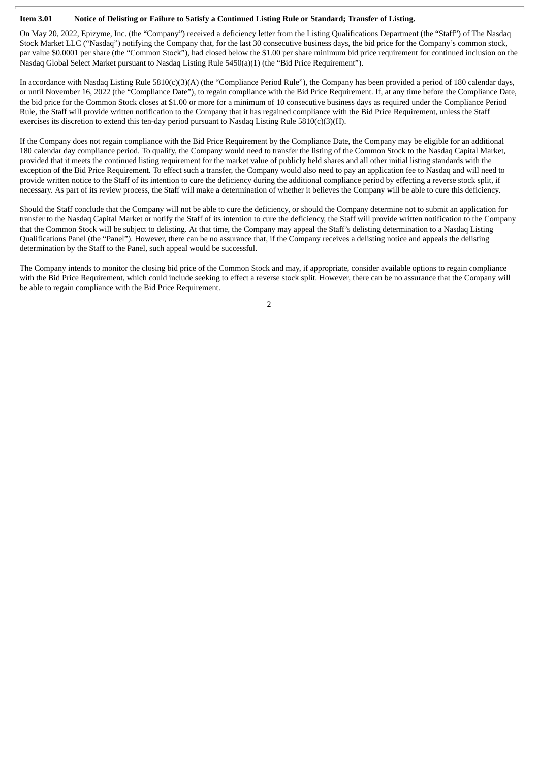### Item 3.01 Notice of Delisting or Failure to Satisfy a Continued Listing Rule or Standard; Transfer of Listing.

On May 20, 2022, Epizyme, Inc. (the "Company") received a deficiency letter from the Listing Qualifications Department (the "Staff") of The Nasdaq Stock Market LLC ("Nasdaq") notifying the Company that, for the last 30 consecutive business days, the bid price for the Company's common stock, par value $0.0001 per share (the "Common Stock"), had closed below the $1.00 per share minimum bid price requirement for continued inclusion on the Nasdaq Global Select Market pursuant to Nasdaq Listing Rule 5450(a)(1) (the "Bid Price Requirement").

In accordance with Nasdaq Listing Rule 5810(c)(3)(A) (the "Compliance Period Rule"), the Company has been provided a period of 180 calendar days, or until November 16, 2022 (the "Compliance Date"), to regain compliance with the Bid Price Requirement. If, at any time before the Compliance Date, the bid price for the Common Stock closes at $1.00 or more for a minimum of 10 consecutive business days as required under the Compliance Period Rule, the Staff will provide written notification to the Company that it has regained compliance with the Bid Price Requirement, unless the Staff exercises its discretion to extend this ten-day period pursuant to Nasdaq Listing Rule 5810(c)(3)(H).

If the Company does not regain compliance with the Bid Price Requirement by the Compliance Date, the Company may be eligible for an additional 180 calendar day compliance period. To qualify, the Company would need to transfer the listing of the Common Stock to the Nasdaq Capital Market, provided that it meets the continued listing requirement for the market value of publicly held shares and all other initial listing standards with the exception of the Bid Price Requirement. To effect such a transfer, the Company would also need to pay an application fee to Nasdaq and will need to provide written notice to the Staff of its intention to cure the deficiency during the additional compliance period by effecting a reverse stock split, if necessary. As part of its review process, the Staff will make a determination of whether it believes the Company will be able to cure this deficiency.

Should the Staff conclude that the Company will not be able to cure the deficiency, or should the Company determine not to submit an application for transfer to the Nasdaq Capital Market or notify the Staff of its intention to cure the deficiency, the Staff will provide written notification to the Company that the Common Stock will be subject to delisting. At that time, the Company may appeal the Staff's delisting determination to a Nasdaq Listing Qualifications Panel (the "Panel"). However, there can be no assurance that, if the Company receives a delisting notice and appeals the delisting determination by the Staff to the Panel, such appeal would be successful.

The Company intends to monitor the closing bid price of the Common Stock and may, if appropriate, consider available options to regain compliance with the Bid Price Requirement, which could include seeking to effect a reverse stock split. However, there can be no assurance that the Company will be able to regain compliance with the Bid Price Requirement.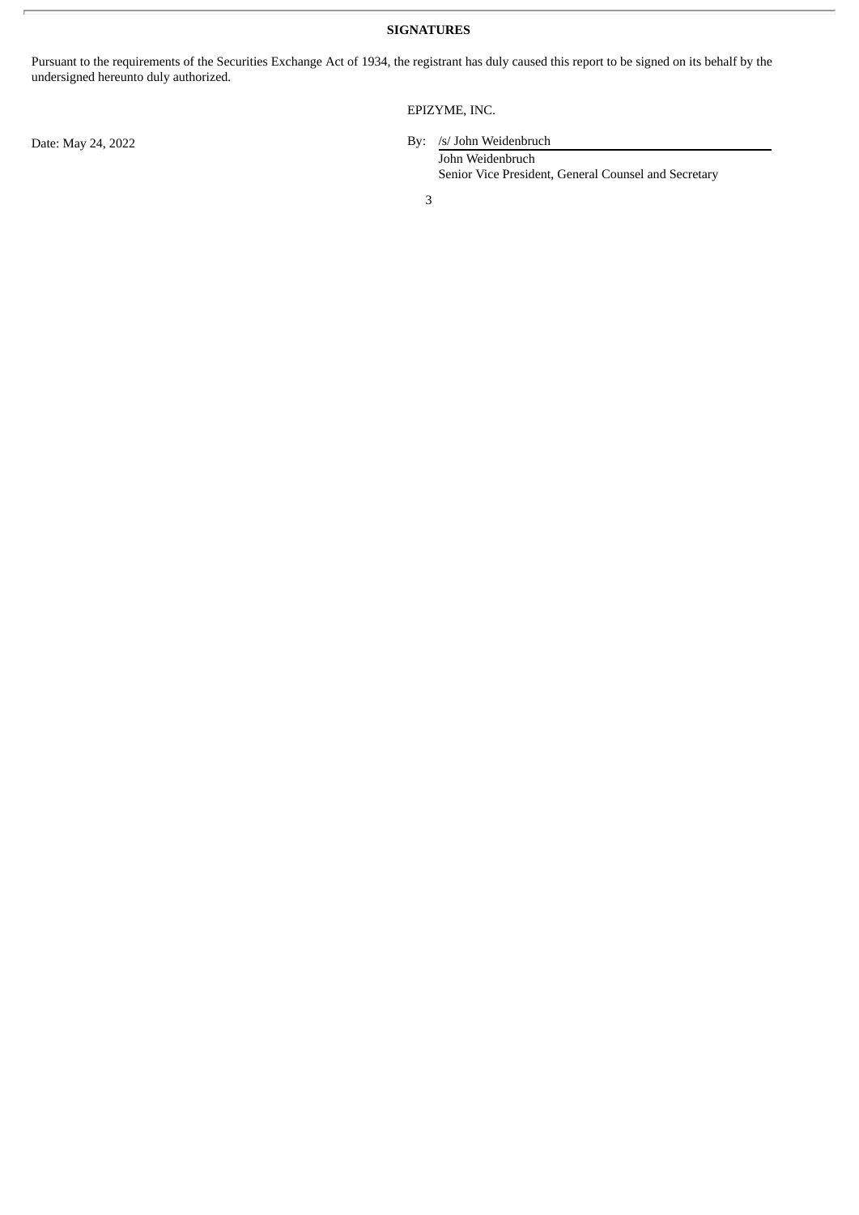**SIGNATURES**

Pursuant to the requirements of the Securities Exchange Act of 1934, the registrant has duly caused this report to be signed on its behalf by the undersigned hereunto duly authorized.

EPIZYME, INC.

Date: May 24, 2022

By: /s/ John Weidenbruch
John Weidenbruch
Senior Vice President, General Counsel and Secretary